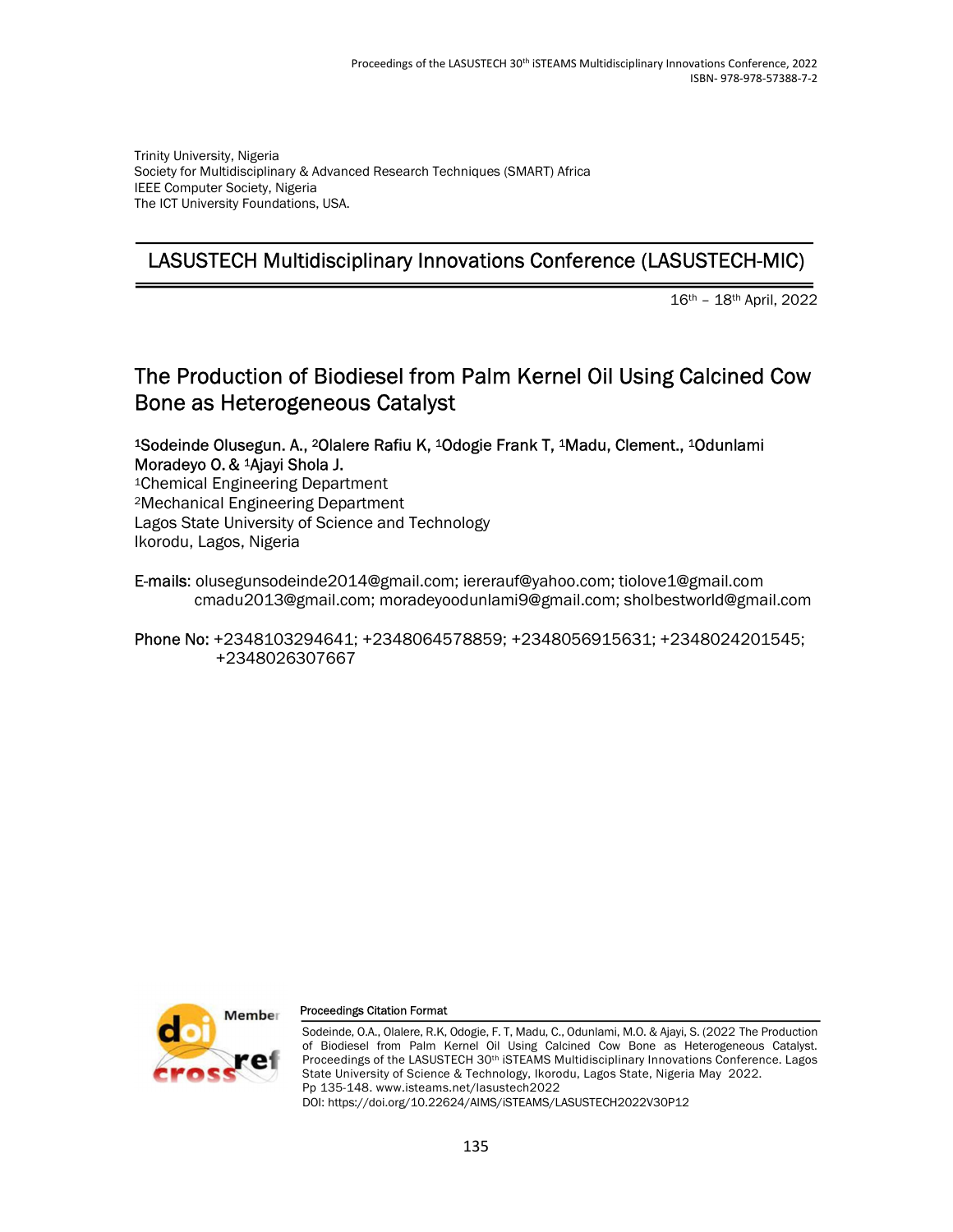Trinity University, Nigeria
Society for Multidisciplinary & Advanced Research Techniques (SMART) Africa
IEEE Computer Society, Nigeria
The ICT University Foundations, USA.

## LASUSTECH Multidisciplinary Innovations Conference (LASUSTECH-MIC)

16th – 18th April, 2022

# The Production of Biodiesel from Palm Kernel Oil Using Calcined Cow Bone as Heterogeneous Catalyst

[1]Sodeinde Olusegun. A., [2]Olalere Rafiu K, [1]Odogie Frank T, [1]Madu, Clement., [1]Odunlami Moradeyo O. & [1]Ajayi Shola J.
[1]Chemical Engineering Department
[2]Mechanical Engineering Department
Lagos State University of Science and Technology
Ikorodu, Lagos, Nigeria

**E-mails**: olusegunsodeinde2014@gmail.com; iererauf@yahoo.com; tiolove1@gmail.com cmadu2013@gmail.com; moradeyoodunlami9@gmail.com; sholbestworld@gmail.com

**Phone No**: +2348103294641; +2348064578859; +2348056915631; +2348024201545; +2348026307667

**Proceedings Citation Format**

Sodeinde, O.A., Olalere, R.K, Odogie, F. T, Madu, C., Odunlami, M.O. & Ajayi, S. (2022 The Production of Biodiesel from Palm Kernel Oil Using Calcined Cow Bone as Heterogeneous Catalyst. Proceedings of the LASUSTECH 30th iSTEAMS Multidisciplinary Innovations Conference. Lagos State University of Science & Technology, Ikorodu, Lagos State, Nigeria May 2022. Pp 135-148. www.isteams.net/lasustech2022
DOI: https://doi.org/10.22624/AIMS/iSTEAMS/LASUSTECH2022V30P12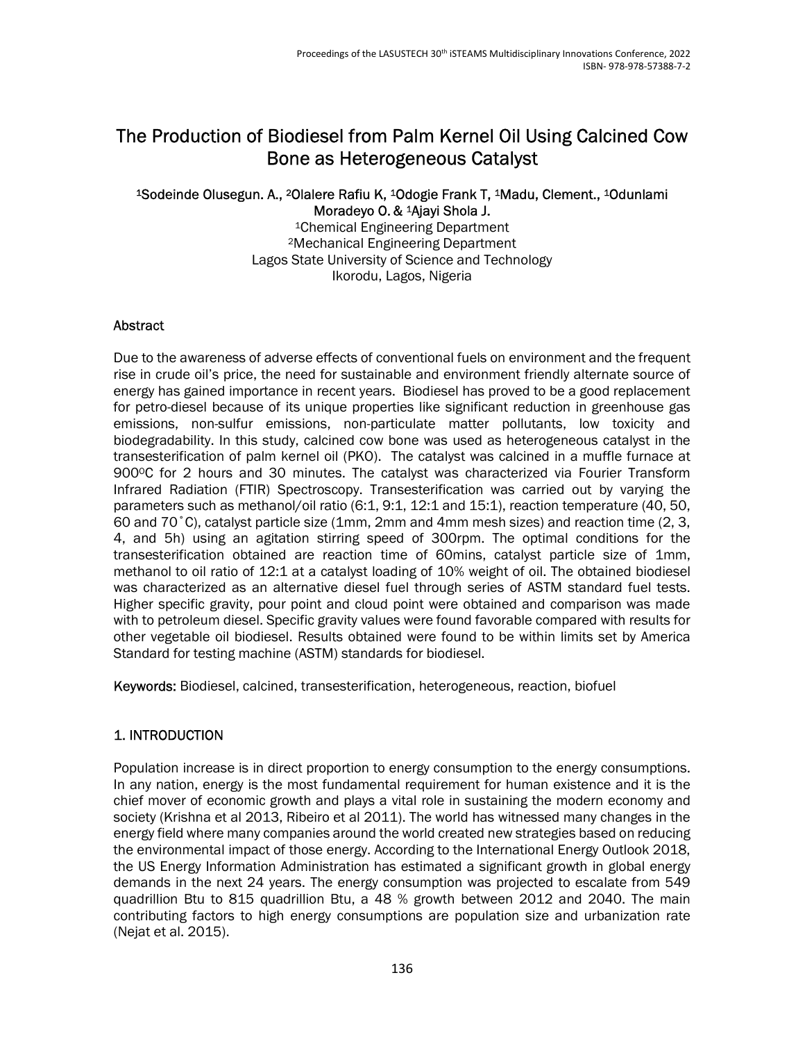# The Production of Biodiesel from Palm Kernel Oil Using Calcined Cow Bone as Heterogeneous Catalyst

[1]Sodeinde Olusegun. A., [2]Olalere Rafiu K, [1]Odogie Frank T, [1]Madu, Clement., [1]Odunlami Moradeyo O. & [1]Ajayi Shola J.

[1]Chemical Engineering Department
[2]Mechanical Engineering Department
Lagos State University of Science and Technology
Ikorodu, Lagos, Nigeria

## Abstract

Due to the awareness of adverse effects of conventional fuels on environment and the frequent rise in crude oil's price, the need for sustainable and environment friendly alternate source of energy has gained importance in recent years. Biodiesel has proved to be a good replacement for petro-diesel because of its unique properties like significant reduction in greenhouse gas emissions, non-sulfur emissions, non-particulate matter pollutants, low toxicity and biodegradability. In this study, calcined cow bone was used as heterogeneous catalyst in the transesterification of palm kernel oil (PKO). The catalyst was calcined in a muffle furnace at 900$^0$C for 2 hours and 30 minutes. The catalyst was characterized via Fourier Transform Infrared Radiation (FTIR) Spectroscopy. Transesterification was carried out by varying the parameters such as methanol/oil ratio (6:1, 9:1, 12:1 and 15:1), reaction temperature (40, 50, 60 and 70˚C), catalyst particle size (1mm, 2mm and 4mm mesh sizes) and reaction time (2, 3, 4, and 5h) using an agitation stirring speed of 300rpm. The optimal conditions for the transesterification obtained are reaction time of 60mins, catalyst particle size of 1mm, methanol to oil ratio of 12:1 at a catalyst loading of 10% weight of oil. The obtained biodiesel was characterized as an alternative diesel fuel through series of ASTM standard fuel tests. Higher specific gravity, pour point and cloud point were obtained and comparison was made with to petroleum diesel. Specific gravity values were found favorable compared with results for other vegetable oil biodiesel. Results obtained were found to be within limits set by America Standard for testing machine (ASTM) standards for biodiesel.

**Keywords:** Biodiesel, calcined, transesterification, heterogeneous, reaction, biofuel

## 1. INTRODUCTION

Population increase is in direct proportion to energy consumption to the energy consumptions. In any nation, energy is the most fundamental requirement for human existence and it is the chief mover of economic growth and plays a vital role in sustaining the modern economy and society (Krishna et al 2013, Ribeiro et al 2011). The world has witnessed many changes in the energy field where many companies around the world created new strategies based on reducing the environmental impact of those energy. According to the International Energy Outlook 2018, the US Energy Information Administration has estimated a significant growth in global energy demands in the next 24 years. The energy consumption was projected to escalate from 549 quadrillion Btu to 815 quadrillion Btu, a 48 % growth between 2012 and 2040. The main contributing factors to high energy consumptions are population size and urbanization rate (Nejat et al. 2015).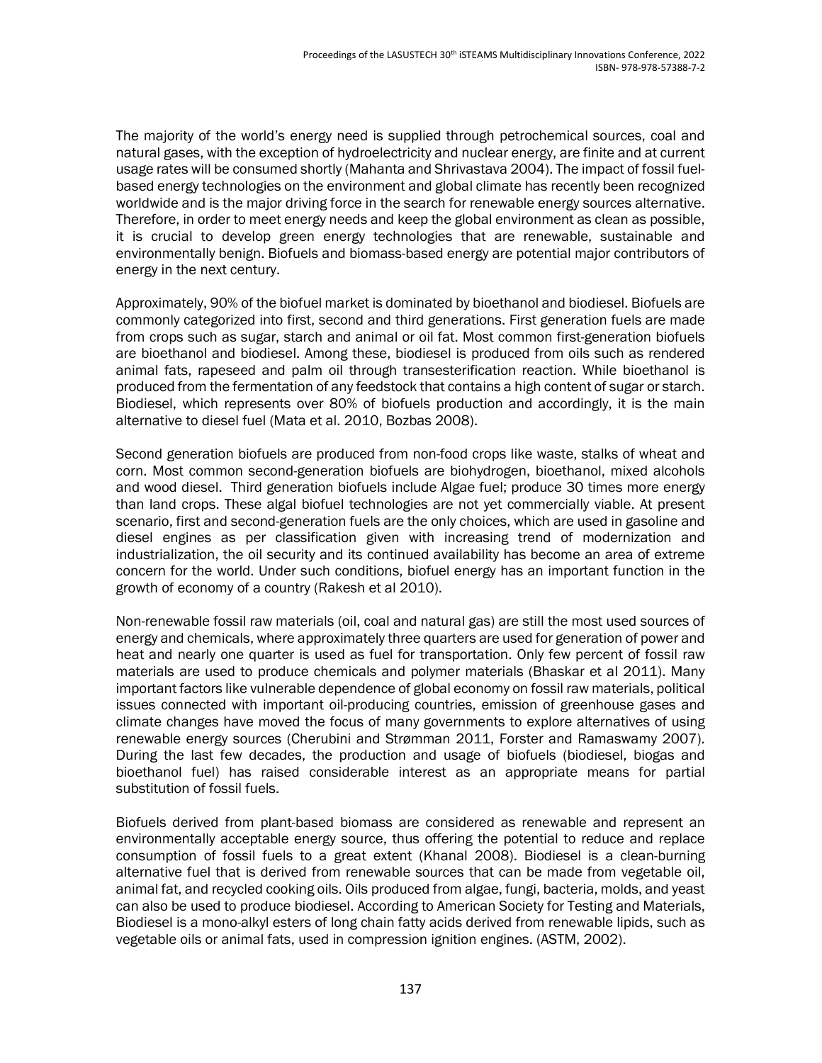The majority of the world's energy need is supplied through petrochemical sources, coal and natural gases, with the exception of hydroelectricity and nuclear energy, are finite and at current usage rates will be consumed shortly (Mahanta and Shrivastava 2004). The impact of fossil fuel-based energy technologies on the environment and global climate has recently been recognized worldwide and is the major driving force in the search for renewable energy sources alternative. Therefore, in order to meet energy needs and keep the global environment as clean as possible, it is crucial to develop green energy technologies that are renewable, sustainable and environmentally benign. Biofuels and biomass-based energy are potential major contributors of energy in the next century.

Approximately, 90% of the biofuel market is dominated by bioethanol and biodiesel. Biofuels are commonly categorized into first, second and third generations. First generation fuels are made from crops such as sugar, starch and animal or oil fat. Most common first-generation biofuels are bioethanol and biodiesel. Among these, biodiesel is produced from oils such as rendered animal fats, rapeseed and palm oil through transesterification reaction. While bioethanol is produced from the fermentation of any feedstock that contains a high content of sugar or starch. Biodiesel, which represents over 80% of biofuels production and accordingly, it is the main alternative to diesel fuel (Mata et al. 2010, Bozbas 2008).

Second generation biofuels are produced from non-food crops like waste, stalks of wheat and corn. Most common second-generation biofuels are biohydrogen, bioethanol, mixed alcohols and wood diesel. Third generation biofuels include Algae fuel; produce 30 times more energy than land crops. These algal biofuel technologies are not yet commercially viable. At present scenario, first and second-generation fuels are the only choices, which are used in gasoline and diesel engines as per classification given with increasing trend of modernization and industrialization, the oil security and its continued availability has become an area of extreme concern for the world. Under such conditions, biofuel energy has an important function in the growth of economy of a country (Rakesh et al 2010).

Non-renewable fossil raw materials (oil, coal and natural gas) are still the most used sources of energy and chemicals, where approximately three quarters are used for generation of power and heat and nearly one quarter is used as fuel for transportation. Only few percent of fossil raw materials are used to produce chemicals and polymer materials (Bhaskar et al 2011). Many important factors like vulnerable dependence of global economy on fossil raw materials, political issues connected with important oil-producing countries, emission of greenhouse gases and climate changes have moved the focus of many governments to explore alternatives of using renewable energy sources (Cherubini and Strømman 2011, Forster and Ramaswamy 2007). During the last few decades, the production and usage of biofuels (biodiesel, biogas and bioethanol fuel) has raised considerable interest as an appropriate means for partial substitution of fossil fuels.

Biofuels derived from plant-based biomass are considered as renewable and represent an environmentally acceptable energy source, thus offering the potential to reduce and replace consumption of fossil fuels to a great extent (Khanal 2008). Biodiesel is a clean-burning alternative fuel that is derived from renewable sources that can be made from vegetable oil, animal fat, and recycled cooking oils. Oils produced from algae, fungi, bacteria, molds, and yeast can also be used to produce biodiesel. According to American Society for Testing and Materials, Biodiesel is a mono-alkyl esters of long chain fatty acids derived from renewable lipids, such as vegetable oils or animal fats, used in compression ignition engines. (ASTM, 2002).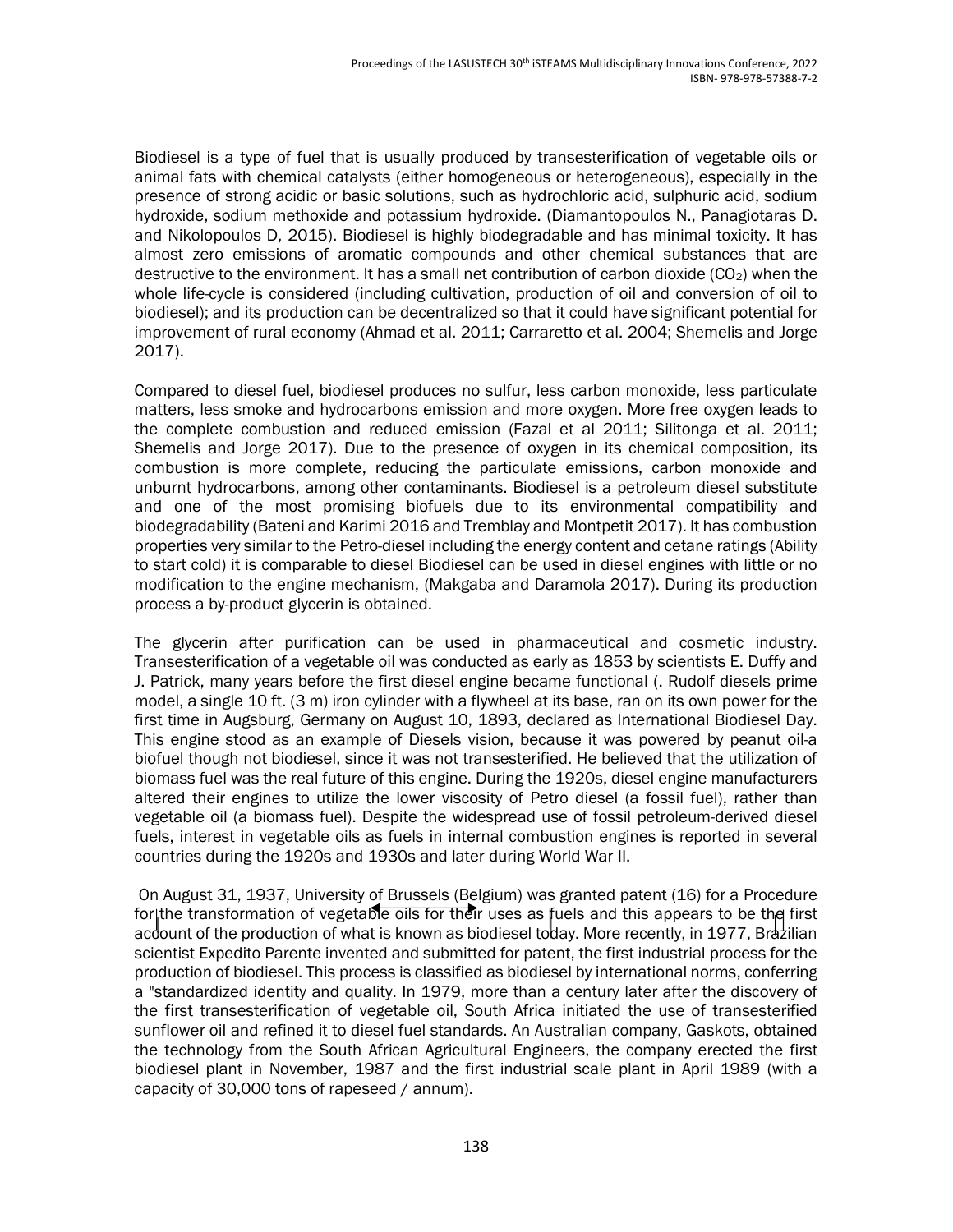Biodiesel is a type of fuel that is usually produced by transesterification of vegetable oils or animal fats with chemical catalysts (either homogeneous or heterogeneous), especially in the presence of strong acidic or basic solutions, such as hydrochloric acid, sulphuric acid, sodium hydroxide, sodium methoxide and potassium hydroxide. (Diamantopoulos N., Panagiotaras D. and Nikolopoulos D, 2015). Biodiesel is highly biodegradable and has minimal toxicity. It has almost zero emissions of aromatic compounds and other chemical substances that are destructive to the environment. It has a small net contribution of carbon dioxide ($CO_2$) when the whole life-cycle is considered (including cultivation, production of oil and conversion of oil to biodiesel); and its production can be decentralized so that it could have significant potential for improvement of rural economy (Ahmad et al. 2011; Carraretto et al. 2004; Shemelis and Jorge 2017).

Compared to diesel fuel, biodiesel produces no sulfur, less carbon monoxide, less particulate matters, less smoke and hydrocarbons emission and more oxygen. More free oxygen leads to the complete combustion and reduced emission (Fazal et al 2011; Silitonga et al. 2011; Shemelis and Jorge 2017). Due to the presence of oxygen in its chemical composition, its combustion is more complete, reducing the particulate emissions, carbon monoxide and unburnt hydrocarbons, among other contaminants. Biodiesel is a petroleum diesel substitute and one of the most promising biofuels due to its environmental compatibility and biodegradability (Bateni and Karimi 2016 and Tremblay and Montpetit 2017). It has combustion properties very similar to the Petro-diesel including the energy content and cetane ratings (Ability to start cold) it is comparable to diesel Biodiesel can be used in diesel engines with little or no modification to the engine mechanism, (Makgaba and Daramola 2017). During its production process a by-product glycerin is obtained.

The glycerin after purification can be used in pharmaceutical and cosmetic industry. Transesterification of a vegetable oil was conducted as early as 1853 by scientists E. Duffy and J. Patrick, many years before the first diesel engine became functional (. Rudolf diesels prime model, a single 10 ft. (3 m) iron cylinder with a flywheel at its base, ran on its own power for the first time in Augsburg, Germany on August 10, 1893, declared as International Biodiesel Day. This engine stood as an example of Diesels vision, because it was powered by peanut oil-a biofuel though not biodiesel, since it was not transesterified. He believed that the utilization of biomass fuel was the real future of this engine. During the 1920s, diesel engine manufacturers altered their engines to utilize the lower viscosity of Petro diesel (a fossil fuel), rather than vegetable oil (a biomass fuel). Despite the widespread use of fossil petroleum-derived diesel fuels, interest in vegetable oils as fuels in internal combustion engines is reported in several countries during the 1920s and 1930s and later during World War II.

On August 31, 1937, University of Brussels (Belgium) was granted patent (16) for a Procedure for the transformation of vegetable oils for their uses as fuels and this appears to be the first account of the production of what is known as biodiesel today. More recently, in 1977, Brazilian scientist Expedito Parente invented and submitted for patent, the first industrial process for the production of biodiesel. This process is classified as biodiesel by international norms, conferring a "standardized identity and quality. In 1979, more than a century later after the discovery of the first transesterification of vegetable oil, South Africa initiated the use of transesterified sunflower oil and refined it to diesel fuel standards. An Australian company, Gaskots, obtained the technology from the South African Agricultural Engineers, the company erected the first biodiesel plant in November, 1987 and the first industrial scale plant in April 1989 (with a capacity of 30,000 tons of rapeseed / annum).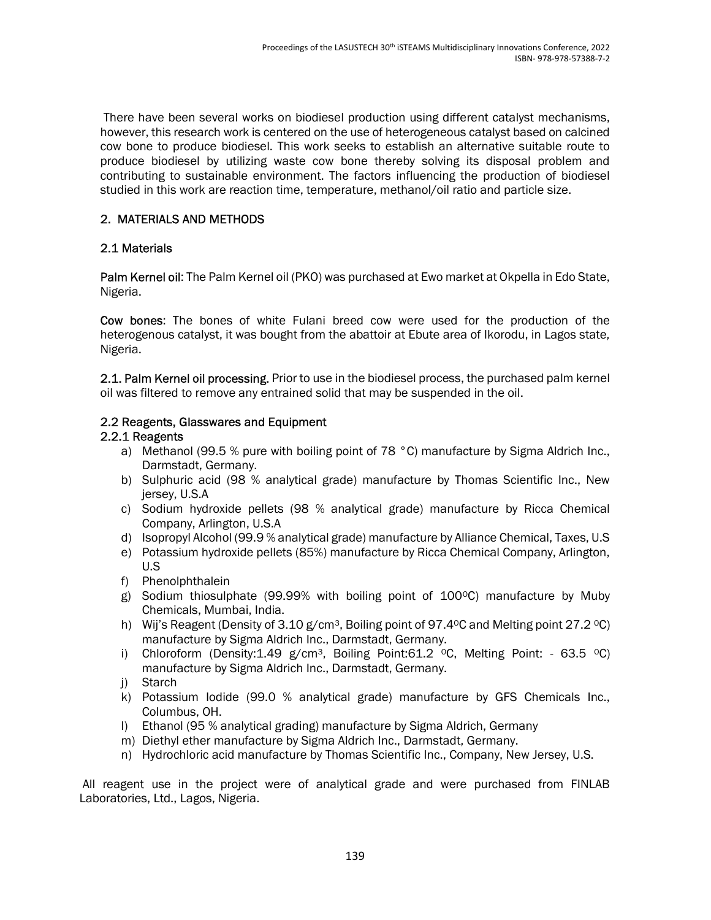There have been several works on biodiesel production using different catalyst mechanisms, however, this research work is centered on the use of heterogeneous catalyst based on calcined cow bone to produce biodiesel. This work seeks to establish an alternative suitable route to produce biodiesel by utilizing waste cow bone thereby solving its disposal problem and contributing to sustainable environment. The factors influencing the production of biodiesel studied in this work are reaction time, temperature, methanol/oil ratio and particle size.

## 2. MATERIALS AND METHODS

### 2.1 Materials

**Palm Kernel oil**: The Palm Kernel oil (PKO) was purchased at Ewo market at Okpella in Edo State, Nigeria.

**Cow bones**: The bones of white Fulani breed cow were used for the production of the heterogenous catalyst, it was bought from the abattoir at Ebute area of Ikorodu, in Lagos state, Nigeria.

**2.1. Palm Kernel oil processing.** Prior to use in the biodiesel process, the purchased palm kernel oil was filtered to remove any entrained solid that may be suspended in the oil.

### 2.2 Reagents, Glasswares and Equipment

#### 2.2.1 Reagents

a) Methanol (99.5 % pure with boiling point of 78 °C) manufacture by Sigma Aldrich Inc., Darmstadt, Germany.
b) Sulphuric acid (98 % analytical grade) manufacture by Thomas Scientific Inc., New jersey, U.S.A
c) Sodium hydroxide pellets (98 % analytical grade) manufacture by Ricca Chemical Company, Arlington, U.S.A
d) Isopropyl Alcohol (99.9 % analytical grade) manufacture by Alliance Chemical, Taxes, U.S
e) Potassium hydroxide pellets (85%) manufacture by Ricca Chemical Company, Arlington, U.S
f) Phenolphthalein
g) Sodium thiosulphate (99.99% with boiling point of 100 $^0$C) manufacture by Muby Chemicals, Mumbai, India.
h) Wij's Reagent (Density of 3.10 g/cm$^3$, Boiling point of 97.4 $^0$C and Melting point 27.2 $^0$C) manufacture by Sigma Aldrich Inc., Darmstadt, Germany.
i) Chloroform (Density:1.49 g/cm$^3$, Boiling Point:61.2 $^0$C, Melting Point: - 63.5 $^0$C) manufacture by Sigma Aldrich Inc., Darmstadt, Germany.
j) Starch
k) Potassium Iodide (99.0 % analytical grade) manufacture by GFS Chemicals Inc., Columbus, OH.
l) Ethanol (95 % analytical grading) manufacture by Sigma Aldrich, Germany
m) Diethyl ether manufacture by Sigma Aldrich Inc., Darmstadt, Germany.
n) Hydrochloric acid manufacture by Thomas Scientific Inc., Company, New Jersey, U.S.

All reagent use in the project were of analytical grade and were purchased from FINLAB Laboratories, Ltd., Lagos, Nigeria.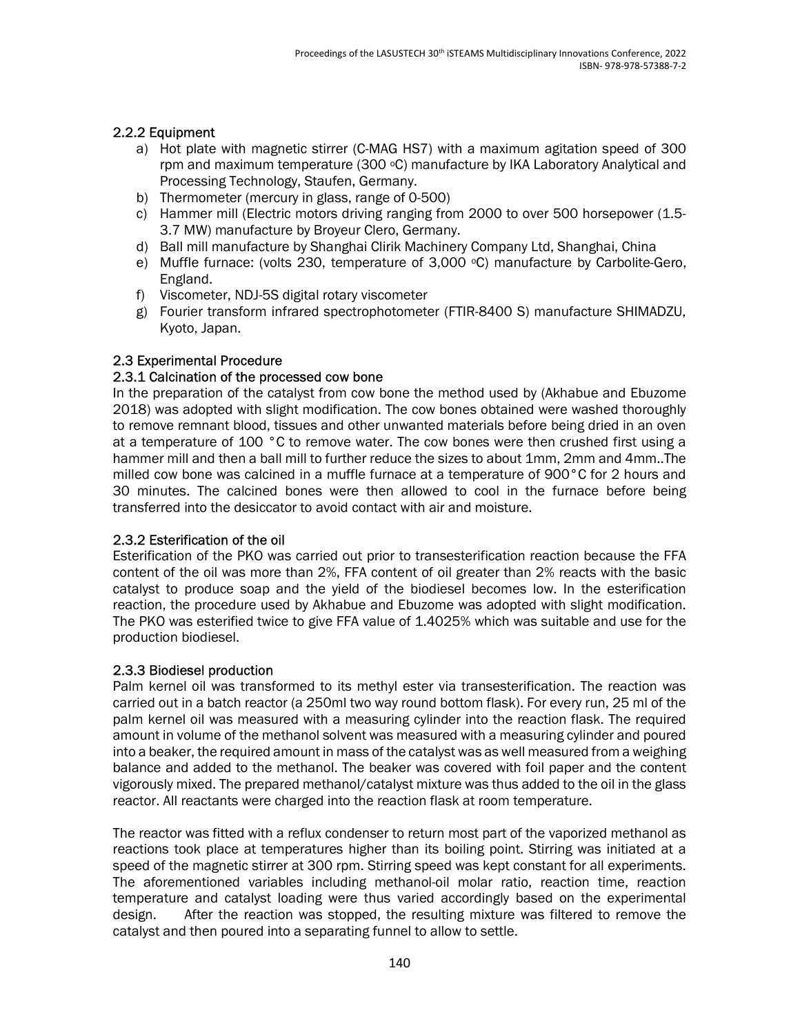### 2.2.2 Equipment

a) Hot plate with magnetic stirrer (C-MAG HS7) with a maximum agitation speed of 300 rpm and maximum temperature (300 °C) manufacture by IKA Laboratory Analytical and Processing Technology, Staufen, Germany.
b) Thermometer (mercury in glass, range of 0-500)
c) Hammer mill (Electric motors driving ranging from 2000 to over 500 horsepower (1.5-3.7 MW) manufacture by Broyeur Clero, Germany.
d) Ball mill manufacture by Shanghai Clirik Machinery Company Ltd, Shanghai, China
e) Muffle furnace: (volts 230, temperature of 3,000 °C) manufacture by Carbolite-Gero, England.
f) Viscometer, NDJ-5S digital rotary viscometer
g) Fourier transform infrared spectrophotometer (FTIR-8400 S) manufacture SHIMADZU, Kyoto, Japan.

### 2.3 Experimental Procedure

#### 2.3.1 Calcination of the processed cow bone

In the preparation of the catalyst from cow bone the method used by (Akhabue and Ebuzome 2018) was adopted with slight modification. The cow bones obtained were washed thoroughly to remove remnant blood, tissues and other unwanted materials before being dried in an oven at a temperature of 100 °C to remove water. The cow bones were then crushed first using a hammer mill and then a ball mill to further reduce the sizes to about 1mm, 2mm and 4mm..The milled cow bone was calcined in a muffle furnace at a temperature of 900°C for 2 hours and 30 minutes. The calcined bones were then allowed to cool in the furnace before being transferred into the desiccator to avoid contact with air and moisture.

#### 2.3.2 Esterification of the oil

Esterification of the PKO was carried out prior to transesterification reaction because the FFA content of the oil was more than 2%, FFA content of oil greater than 2% reacts with the basic catalyst to produce soap and the yield of the biodiesel becomes low. In the esterification reaction, the procedure used by Akhabue and Ebuzome was adopted with slight modification. The PKO was esterified twice to give FFA value of 1.4025% which was suitable and use for the production biodiesel.

#### 2.3.3 Biodiesel production

Palm kernel oil was transformed to its methyl ester via transesterification. The reaction was carried out in a batch reactor (a 250ml two way round bottom flask). For every run, 25 ml of the palm kernel oil was measured with a measuring cylinder into the reaction flask. The required amount in volume of the methanol solvent was measured with a measuring cylinder and poured into a beaker, the required amount in mass of the catalyst was as well measured from a weighing balance and added to the methanol. The beaker was covered with foil paper and the content vigorously mixed. The prepared methanol/catalyst mixture was thus added to the oil in the glass reactor. All reactants were charged into the reaction flask at room temperature.

The reactor was fitted with a reflux condenser to return most part of the vaporized methanol as reactions took place at temperatures higher than its boiling point. Stirring was initiated at a speed of the magnetic stirrer at 300 rpm. Stirring speed was kept constant for all experiments. The aforementioned variables including methanol-oil molar ratio, reaction time, reaction temperature and catalyst loading were thus varied accordingly based on the experimental design. After the reaction was stopped, the resulting mixture was filtered to remove the catalyst and then poured into a separating funnel to allow to settle.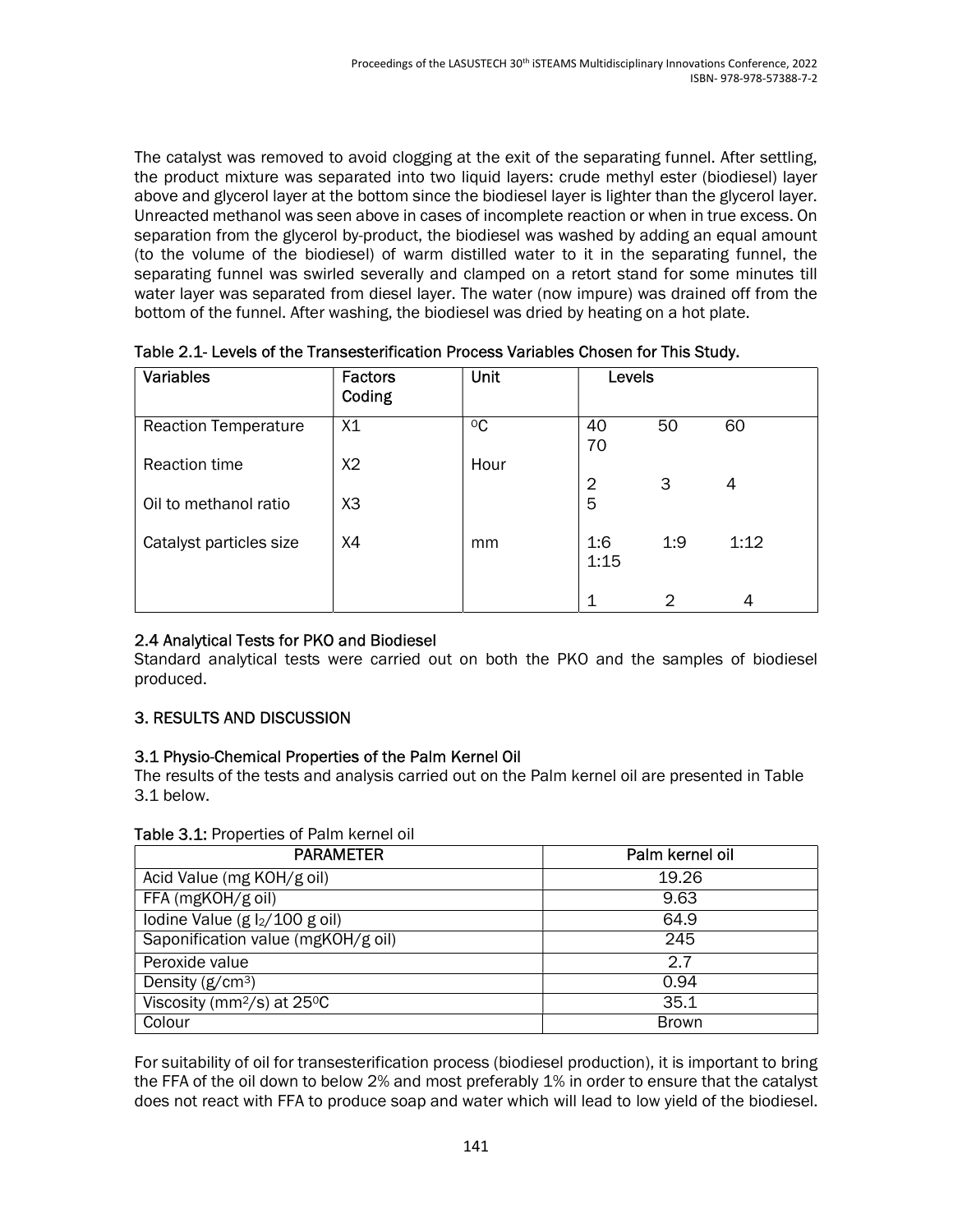The catalyst was removed to avoid clogging at the exit of the separating funnel. After settling, the product mixture was separated into two liquid layers: crude methyl ester (biodiesel) layer above and glycerol layer at the bottom since the biodiesel layer is lighter than the glycerol layer. Unreacted methanol was seen above in cases of incomplete reaction or when in true excess. On separation from the glycerol by-product, the biodiesel was washed by adding an equal amount (to the volume of the biodiesel) of warm distilled water to it in the separating funnel, the separating funnel was swirled severally and clamped on a retort stand for some minutes till water layer was separated from diesel layer. The water (now impure) was drained off from the bottom of the funnel. After washing, the biodiesel was dried by heating on a hot plate.

Table 2.1- Levels of the Transesterification Process Variables Chosen for This Study.

| Variables | Factors Coding | Unit | Levels |
|---|---|---|---|
| Reaction Temperature | X1 | $^0C$ | 40 50 60 70 |
| Reaction time | X2 | Hour | 2 3 4 5 |
| Oil to methanol ratio | X3 | | 1:6 1:9 1:12 1:15 |
| Catalyst particles size | X4 | mm | 1 2 4 |

## 2.4 Analytical Tests for PKO and Biodiesel

Standard analytical tests were carried out on both the PKO and the samples of biodiesel produced.

## 3. RESULTS AND DISCUSSION

### 3.1 Physio-Chemical Properties of the Palm Kernel Oil

The results of the tests and analysis carried out on the Palm kernel oil are presented in Table 3.1 below.

**Table 3.1:** Properties of Palm kernel oil

| PARAMETER | Palm kernel oil |
|---|---|
| Acid Value (mg KOH/g oil) | 19.26 |
| FFA (mgKOH/g oil) | 9.63 |
| Iodine Value (g $I_2$/100 g oil) | 64.9 |
| Saponification value (mgKOH/g oil) | 245 |
| Peroxide value | 2.7 |
| Density (g/cm$^3$) | 0.94 |
| Viscosity (mm$^2$/s) at 25$^0$C | 35.1 |
| Colour | Brown |

For suitability of oil for transesterification process (biodiesel production), it is important to bring the FFA of the oil down to below 2% and most preferably 1% in order to ensure that the catalyst does not react with FFA to produce soap and water which will lead to low yield of the biodiesel.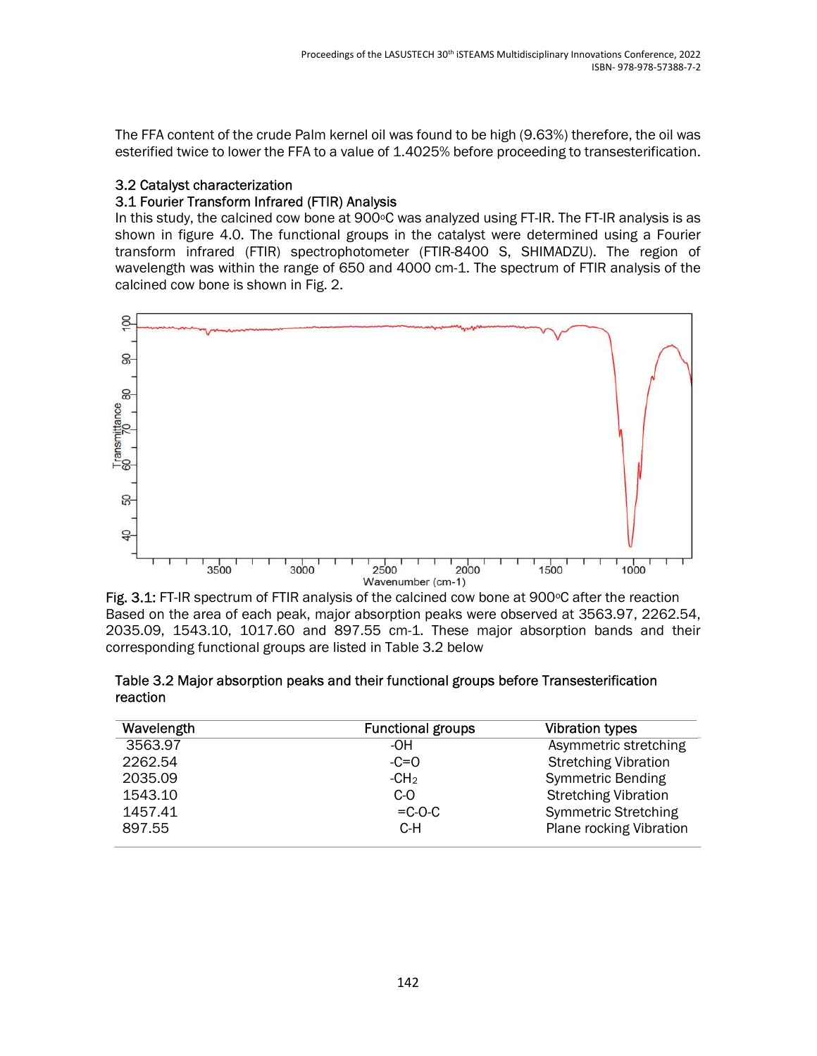The FFA content of the crude Palm kernel oil was found to be high (9.63%) therefore, the oil was esterified twice to lower the FFA to a value of 1.4025% before proceeding to transesterification.

## 3.2 Catalyst characterization

### 3.1 Fourier Transform Infrared (FTIR) Analysis

In this study, the calcined cow bone at 900°C was analyzed using FT-IR. The FT-IR analysis is as shown in figure 4.0. The functional groups in the catalyst were determined using a Fourier transform infrared (FTIR) spectrophotometer (FTIR-8400 S, SHIMADZU). The region of wavelength was within the range of 650 and 4000 cm-1. The spectrum of FTIR analysis of the calcined cow bone is shown in Fig. 2.

**Fig. 3.1:** FT-IR spectrum of FTIR analysis of the calcined cow bone at 900°C after the reaction

Based on the area of each peak, major absorption peaks were observed at 3563.97, 2262.54, 2035.09, 1543.10, 1017.60 and 897.55 cm-1. These major absorption bands and their corresponding functional groups are listed in Table 3.2 below

Table 3.2 Major absorption peaks and their functional groups before Transesterification reaction

| Wavelength | Functional groups | Vibration types |
|---|---|---|
| 3563.97 | -OH | Asymmetric stretching |
| 2262.54 | -C=O | Stretching Vibration |
| 2035.09 | $-CH_2$ | Symmetric Bending |
| 1543.10 | C-O | Stretching Vibration |
| 1457.41 | =C-O-C | Symmetric Stretching |
| 897.55 | C-H | Plane rocking Vibration |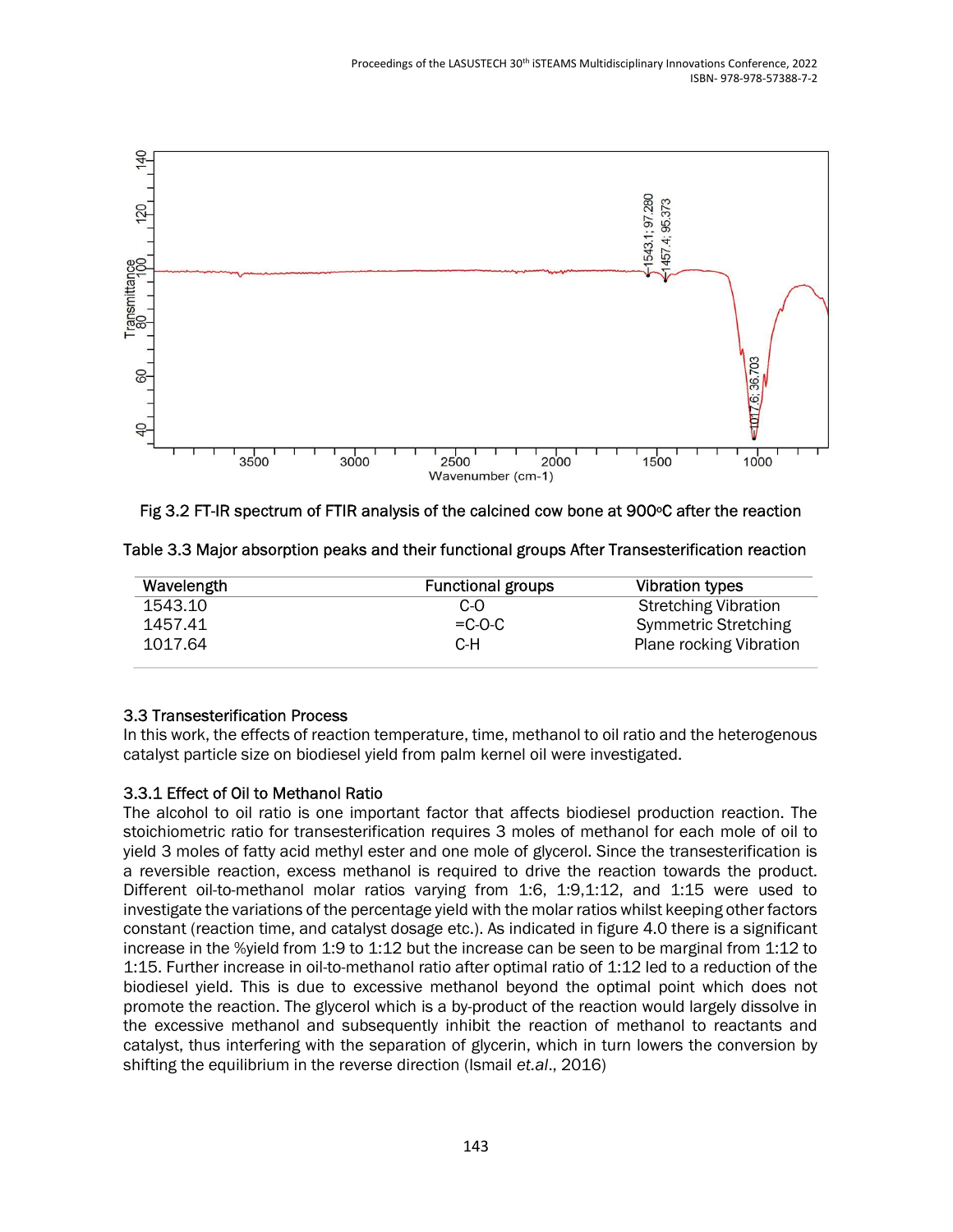Fig 3.2 FT-IR spectrum of FTIR analysis of the calcined cow bone at 900ºC after the reaction

Table 3.3 Major absorption peaks and their functional groups After Transesterification reaction

| Wavelength | Functional groups | Vibration types |
|---|---|---|
| 1543.10 | C-O | Stretching Vibration |
| 1457.41 | =C-O-C | Symmetric Stretching |
| 1017.64 | C-H | Plane rocking Vibration |

### 3.3 Transesterification Process

In this work, the effects of reaction temperature, time, methanol to oil ratio and the heterogenous catalyst particle size on biodiesel yield from palm kernel oil were investigated.

#### 3.3.1 Effect of Oil to Methanol Ratio

The alcohol to oil ratio is one important factor that affects biodiesel production reaction. The stoichiometric ratio for transesterification requires 3 moles of methanol for each mole of oil to yield 3 moles of fatty acid methyl ester and one mole of glycerol. Since the transesterification is a reversible reaction, excess methanol is required to drive the reaction towards the product. Different oil-to-methanol molar ratios varying from 1:6, 1:9,1:12, and 1:15 were used to investigate the variations of the percentage yield with the molar ratios whilst keeping other factors constant (reaction time, and catalyst dosage etc.). As indicated in figure 4.0 there is a significant increase in the %yield from 1:9 to 1:12 but the increase can be seen to be marginal from 1:12 to 1:15. Further increase in oil-to-methanol ratio after optimal ratio of 1:12 led to a reduction of the biodiesel yield. This is due to excessive methanol beyond the optimal point which does not promote the reaction. The glycerol which is a by-product of the reaction would largely dissolve in the excessive methanol and subsequently inhibit the reaction of methanol to reactants and catalyst, thus interfering with the separation of glycerin, which in turn lowers the conversion by shifting the equilibrium in the reverse direction (Ismail *et.al*., 2016)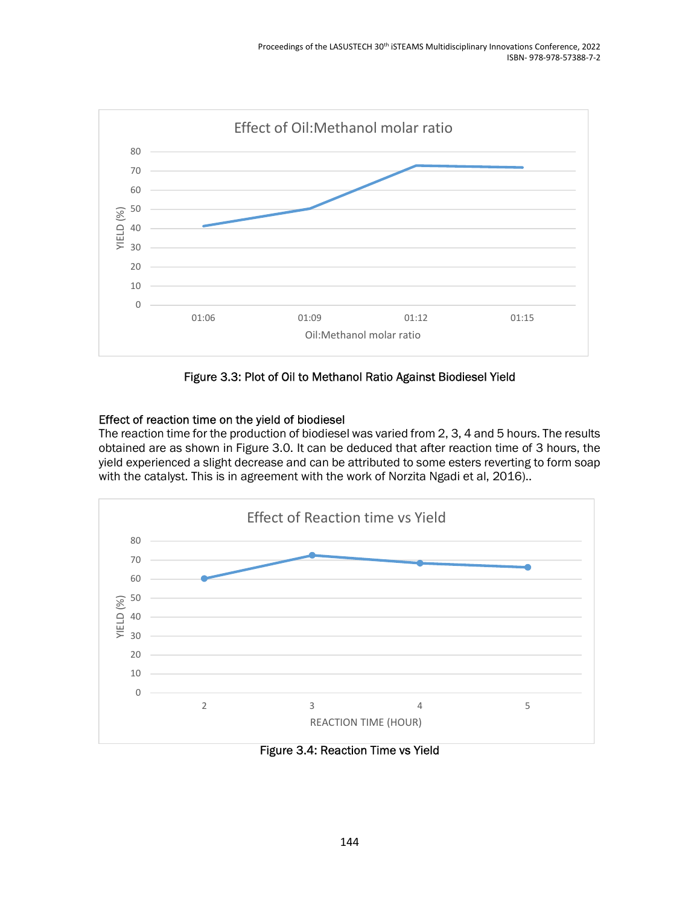Figure 3.3: Plot of Oil to Methanol Ratio Against Biodiesel Yield

**Effect of reaction time on the yield of biodiesel**

The reaction time for the production of biodiesel was varied from 2, 3, 4 and 5 hours. The results obtained are as shown in Figure 3.0. It can be deduced that after reaction time of 3 hours, the yield experienced a slight decrease and can be attributed to some esters reverting to form soap with the catalyst. This is in agreement with the work of Norzita Ngadi et al, 2016)..

Figure 3.4: Reaction Time vs Yield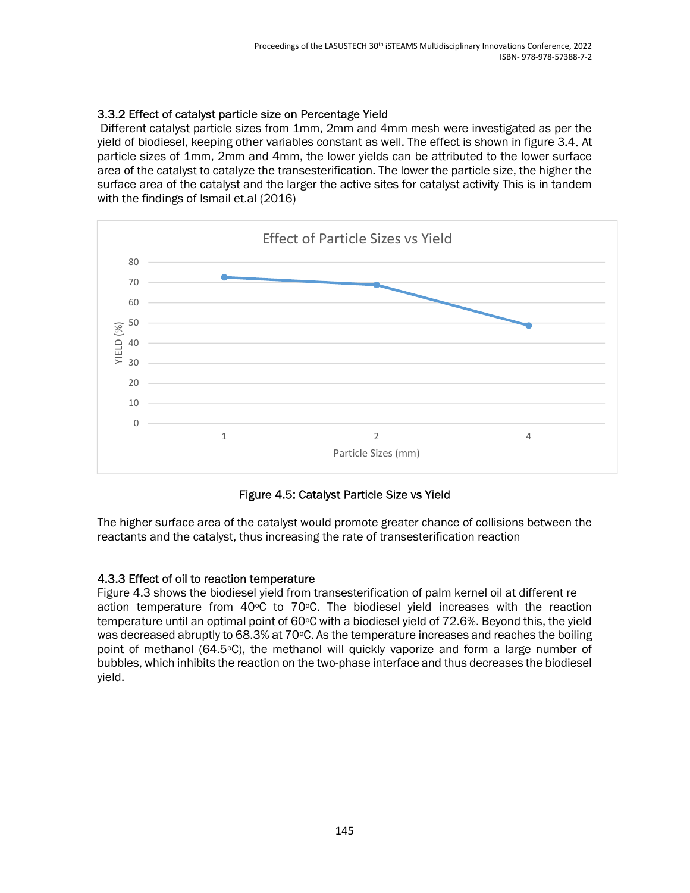### 3.3.2 Effect of catalyst particle size on Percentage Yield

Different catalyst particle sizes from 1mm, 2mm and 4mm mesh were investigated as per the yield of biodiesel, keeping other variables constant as well. The effect is shown in figure 3.4. At particle sizes of 1mm, 2mm and 4mm, the lower yields can be attributed to the lower surface area of the catalyst to catalyze the transesterification. The lower the particle size, the higher the surface area of the catalyst and the larger the active sites for catalyst activity This is in tandem with the findings of Ismail et.al (2016)

Figure 4.5: Catalyst Particle Size vs Yield

The higher surface area of the catalyst would promote greater chance of collisions between the reactants and the catalyst, thus increasing the rate of transesterification reaction

### 4.3.3 Effect of oil to reaction temperature

Figure 4.3 shows the biodiesel yield from transesterification of palm kernel oil at different re action temperature from 40°C to 70°C. The biodiesel yield increases with the reaction temperature until an optimal point of 60°C with a biodiesel yield of 72.6%. Beyond this, the yield was decreased abruptly to 68.3% at 70°C. As the temperature increases and reaches the boiling point of methanol (64.5°C), the methanol will quickly vaporize and form a large number of bubbles, which inhibits the reaction on the two-phase interface and thus decreases the biodiesel yield.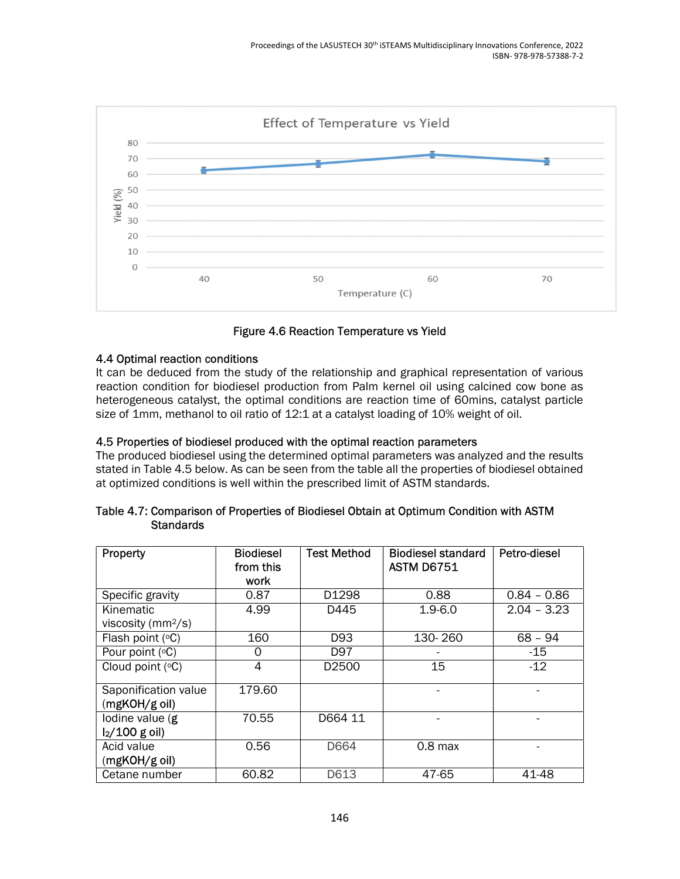Figure 4.6 Reaction Temperature vs Yield

### 4.4 Optimal reaction conditions

It can be deduced from the study of the relationship and graphical representation of various reaction condition for biodiesel production from Palm kernel oil using calcined cow bone as heterogeneous catalyst, the optimal conditions are reaction time of 60mins, catalyst particle size of 1mm, methanol to oil ratio of 12:1 at a catalyst loading of 10% weight of oil.

### 4.5 Properties of biodiesel produced with the optimal reaction parameters

The produced biodiesel using the determined optimal parameters was analyzed and the results stated in Table 4.5 below. As can be seen from the table all the properties of biodiesel obtained at optimized conditions is well within the prescribed limit of ASTM standards.

Table 4.7: Comparison of Properties of Biodiesel Obtain at Optimum Condition with ASTM Standards

| Property | Biodiesel from this work | Test Method | Biodiesel standard ASTM D6751 | Petro-diesel |
|---|---|---|---|---|
| Specific gravity | 0.87 | D1298 | 0.88 | 0.84 – 0.86 |
| Kinematic viscosity ($mm^2/s$) | 4.99 | D445 | 1.9-6.0 | 2.04 – 3.23 |
| Flash point (°C) | 160 | D93 | 130- 260 | 68 – 94 |
| Pour point (°C) | 0 | D97 | - | -15 |
| Cloud point (°C) | 4 | D2500 | 15 | -12 |
| Saponification value (mgKOH/g oil) | 179.60 | | - | - |
| Iodine value (g $I_2$/100 g oil) | 70.55 | D664 11 | - | - |
| Acid value (mgKOH/g oil) | 0.56 | D664 | 0.8 max | - |
| Cetane number | 60.82 | D613 | 47-65 | 41-48 |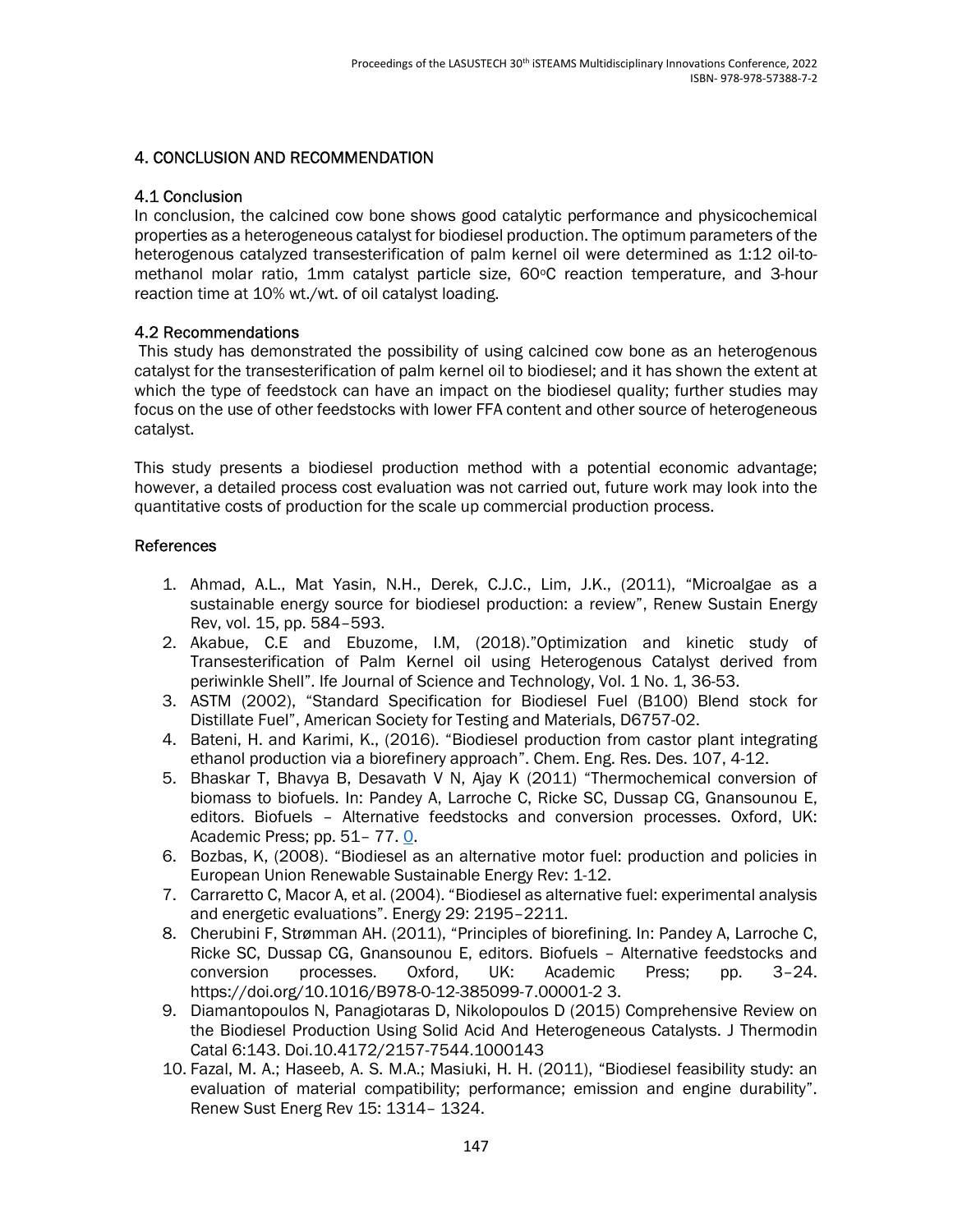## 4. CONCLUSION AND RECOMMENDATION

### 4.1 Conclusion

In conclusion, the calcined cow bone shows good catalytic performance and physicochemical properties as a heterogeneous catalyst for biodiesel production. The optimum parameters of the heterogenous catalyzed transesterification of palm kernel oil were determined as 1:12 oil-to-methanol molar ratio, 1mm catalyst particle size, 60$^{o}$C reaction temperature, and 3-hour reaction time at 10% wt./wt. of oil catalyst loading.

### 4.2 Recommendations

This study has demonstrated the possibility of using calcined cow bone as an heterogenous catalyst for the transesterification of palm kernel oil to biodiesel; and it has shown the extent at which the type of feedstock can have an impact on the biodiesel quality; further studies may focus on the use of other feedstocks with lower FFA content and other source of heterogeneous catalyst.

This study presents a biodiesel production method with a potential economic advantage; however, a detailed process cost evaluation was not carried out, future work may look into the quantitative costs of production for the scale up commercial production process.

### References

1. Ahmad, A.L., Mat Yasin, N.H., Derek, C.J.C., Lim, J.K., (2011), "Microalgae as a sustainable energy source for biodiesel production: a review", Renew Sustain Energy Rev, vol. 15, pp. 584–593.
2. Akabue, C.E and Ebuzome, I.M, (2018)."Optimization and kinetic study of Transesterification of Palm Kernel oil using Heterogenous Catalyst derived from periwinkle Shell". Ife Journal of Science and Technology, Vol. 1 No. 1, 36-53.
3. ASTM (2002), "Standard Specification for Biodiesel Fuel (B100) Blend stock for Distillate Fuel", American Society for Testing and Materials, D6757-02.
4. Bateni, H. and Karimi, K., (2016). "Biodiesel production from castor plant integrating ethanol production via a biorefinery approach". Chem. Eng. Res. Des. 107, 4-12.
5. Bhaskar T, Bhavya B, Desavath V N, Ajay K (2011) "Thermochemical conversion of biomass to biofuels. In: Pandey A, Larroche C, Ricke SC, Dussap CG, Gnansounou E, editors. Biofuels – Alternative feedstocks and conversion processes. Oxford, UK: Academic Press; pp. 51– 77. 0.
6. Bozbas, K, (2008). "Biodiesel as an alternative motor fuel: production and policies in European Union Renewable Sustainable Energy Rev: 1-12.
7. Carraretto C, Macor A, et al. (2004). "Biodiesel as alternative fuel: experimental analysis and energetic evaluations". Energy 29: 2195–2211.
8. Cherubini F, Strømman AH. (2011), "Principles of biorefining. In: Pandey A, Larroche C, Ricke SC, Dussap CG, Gnansounou E, editors. Biofuels – Alternative feedstocks and conversion processes. Oxford, UK: Academic Press; pp. 3–24. https://doi.org/10.1016/B978-0-12-385099-7.00001-2 3.
9. Diamantopoulos N, Panagiotaras D, Nikolopoulos D (2015) Comprehensive Review on the Biodiesel Production Using Solid Acid And Heterogeneous Catalysts. J Thermodin Catal 6:143. Doi.10.4172/2157-7544.1000143
10. Fazal, M. A.; Haseeb, A. S. M.A.; Masiuki, H. H. (2011), "Biodiesel feasibility study: an evaluation of material compatibility; performance; emission and engine durability". Renew Sust Energ Rev 15: 1314– 1324.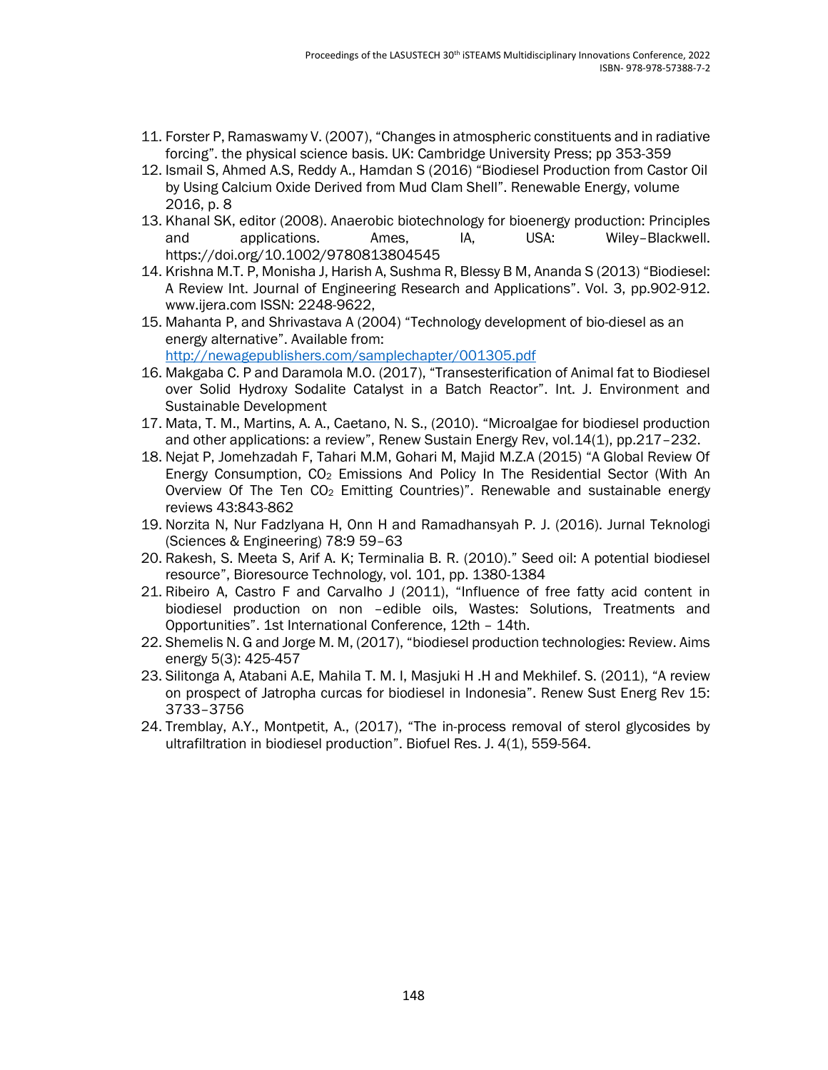11. Forster P, Ramaswamy V. (2007), “Changes in atmospheric constituents and in radiative forcing”. the physical science basis. UK: Cambridge University Press; pp 353-359
12. Ismail S, Ahmed A.S, Reddy A., Hamdan S (2016) “Biodiesel Production from Castor Oil by Using Calcium Oxide Derived from Mud Clam Shell”. Renewable Energy, volume 2016, p. 8
13. Khanal SK, editor (2008). Anaerobic biotechnology for bioenergy production: Principles and applications. Ames, IA, USA: Wiley–Blackwell. https://doi.org/10.1002/9780813804545
14. Krishna M.T. P, Monisha J, Harish A, Sushma R, Blessy B M, Ananda S (2013) “Biodiesel: A Review Int. Journal of Engineering Research and Applications”. Vol. 3, pp.902-912. www.ijera.com ISSN: 2248-9622,
15. Mahanta P, and Shrivastava A (2004) “Technology development of bio-diesel as an energy alternative”. Available from: http://newagepublishers.com/samplechapter/001305.pdf
16. Makgaba C. P and Daramola M.O. (2017), “Transesterification of Animal fat to Biodiesel over Solid Hydroxy Sodalite Catalyst in a Batch Reactor”. Int. J. Environment and Sustainable Development
17. Mata, T. M., Martins, A. A., Caetano, N. S., (2010). “Microalgae for biodiesel production and other applications: a review”, Renew Sustain Energy Rev, vol.14(1), pp.217–232.
18. Nejat P, Jomehzadah F, Tahari M.M, Gohari M, Majid M.Z.A (2015) “A Global Review Of Energy Consumption, $CO_2$ Emissions And Policy In The Residential Sector (With An Overview Of The Ten $CO_2$ Emitting Countries)”. Renewable and sustainable energy reviews 43:843-862
19. Norzita N, Nur Fadzlyana H, Onn H and Ramadhansyah P. J. (2016). Jurnal Teknologi (Sciences & Engineering) 78:9 59–63
20. Rakesh, S. Meeta S, Arif A. K; Terminalia B. R. (2010).” Seed oil: A potential biodiesel resource”, Bioresource Technology, vol. 101, pp. 1380-1384
21. Ribeiro A, Castro F and Carvalho J (2011), “Influence of free fatty acid content in biodiesel production on non –edible oils, Wastes: Solutions, Treatments and Opportunities”. 1st International Conference, 12th – 14th.
22. Shemelis N. G and Jorge M. M, (2017), “biodiesel production technologies: Review. Aims energy 5(3): 425-457
23. Silitonga A, Atabani A.E, Mahila T. M. I, Masjuki H .H and Mekhilef. S. (2011), “A review on prospect of Jatropha curcas for biodiesel in Indonesia”. Renew Sust Energ Rev 15: 3733–3756
24. Tremblay, A.Y., Montpetit, A., (2017), “The in-process removal of sterol glycosides by ultrafiltration in biodiesel production”. Biofuel Res. J. 4(1), 559-564.